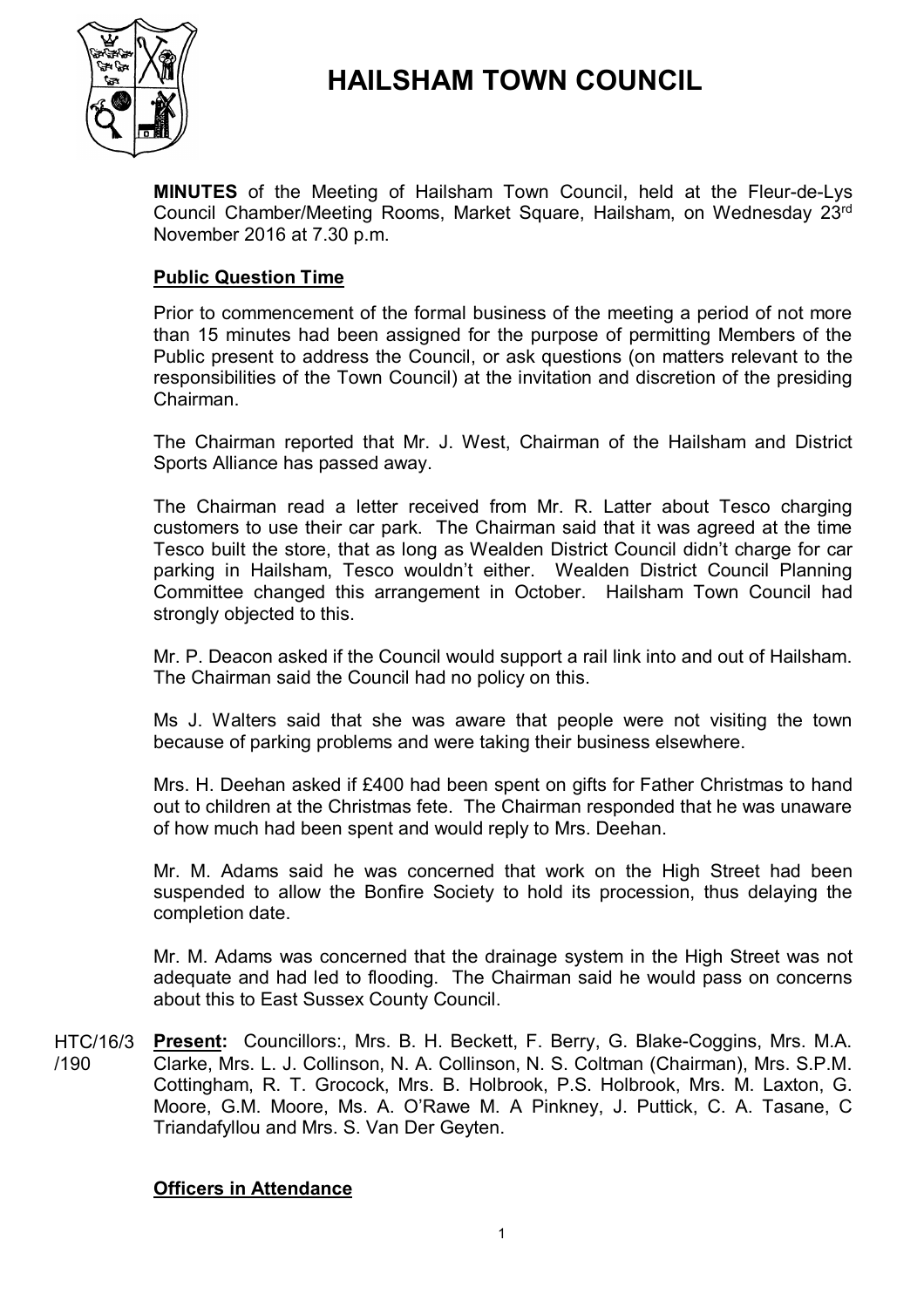# HAILSHAM TOWN COUNCIL

**MINUTES** of the Meeting of Hailsham Town Council, held at the Fleur-de-Lys Council Chamber/Meeting Rooms, Market Square, Hailsham, on Wednesday 23rd November 2016 at 7.30 p.m.

**Public Question Time**

Prior to commencement of the formal business of the meeting a period of not more than 15 minutes had been assigned for the purpose of permitting Members of the Public present to address the Council, or ask questions (on matters relevant to the responsibilities of the Town Council) at the invitation and discretion of the presiding Chairman.

The Chairman reported that Mr. J. West, Chairman of the Hailsham and District Sports Alliance has passed away.

The Chairman read a letter received from Mr. R. Latter about Tesco charging customers to use their car park. The Chairman said that it was agreed at the time Tesco built the store, that as long as Wealden District Council didn't charge for car parking in Hailsham, Tesco wouldn't either. Wealden District Council Planning Committee changed this arrangement in October. Hailsham Town Council had strongly objected to this.

Mr. P. Deacon asked if the Council would support a rail link into and out of Hailsham. The Chairman said the Council had no policy on this.

Ms J. Walters said that she was aware that people were not visiting the town because of parking problems and were taking their business elsewhere.

Mrs. H. Deehan asked if £400 had been spent on gifts for Father Christmas to hand out to children at the Christmas fete. The Chairman responded that he was unaware of how much had been spent and would reply to Mrs. Deehan.

Mr. M. Adams said he was concerned that work on the High Street had been suspended to allow the Bonfire Society to hold its procession, thus delaying the completion date.

Mr. M. Adams was concerned that the drainage system in the High Street was not adequate and had led to flooding. The Chairman said he would pass on concerns about this to East Sussex County Council.

HTC/16/3/190 **Present:** Councillors:, Mrs. B. H. Beckett, F. Berry, G. Blake-Coggins, Mrs. M.A. Clarke, Mrs. L. J. Collinson, N. A. Collinson, N. S. Coltman (Chairman), Mrs. S.P.M. Cottingham, R. T. Grocock, Mrs. B. Holbrook, P.S. Holbrook, Mrs. M. Laxton, G. Moore, G.M. Moore, Ms. A. O'Rawe M. A Pinkney, J. Puttick, C. A. Tasane, C Triandafyllou and Mrs. S. Van Der Geyten.

**Officers in Attendance**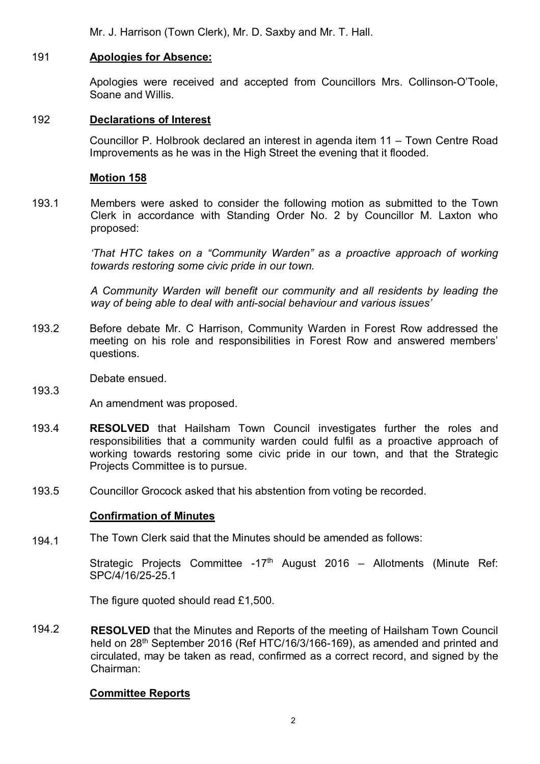Mr. J. Harrison (Town Clerk), Mr. D. Saxby and Mr. T. Hall.

191 **Apologies for Absence:**

Apologies were received and accepted from Councillors Mrs. Collinson-O'Toole, Soane and Willis.

192 **Declarations of Interest**

Councillor P. Holbrook declared an interest in agenda item 11 – Town Centre Road Improvements as he was in the High Street the evening that it flooded.

**Motion 158**

193.1 Members were asked to consider the following motion as submitted to the Town Clerk in accordance with Standing Order No. 2 by Councillor M. Laxton who proposed:

*'That HTC takes on a "Community Warden" as a proactive approach of working towards restoring some civic pride in our town.*

*A Community Warden will benefit our community and all residents by leading the way of being able to deal with anti-social behaviour and various issues'*

193.2 Before debate Mr. C Harrison, Community Warden in Forest Row addressed the meeting on his role and responsibilities in Forest Row and answered members' questions.

Debate ensued.

193.3 An amendment was proposed.

193.4 **RESOLVED** that Hailsham Town Council investigates further the roles and responsibilities that a community warden could fulfil as a proactive approach of working towards restoring some civic pride in our town, and that the Strategic Projects Committee is to pursue.

193.5 Councillor Grocock asked that his abstention from voting be recorded.

**Confirmation of Minutes**

194.1 The Town Clerk said that the Minutes should be amended as follows:

Strategic Projects Committee -17th August 2016 – Allotments (Minute Ref: SPC/4/16/25-25.1

The figure quoted should read £1,500.

194.2 **RESOLVED** that the Minutes and Reports of the meeting of Hailsham Town Council held on 28th September 2016 (Ref HTC/16/3/166-169), as amended and printed and circulated, may be taken as read, confirmed as a correct record, and signed by the Chairman:

**Committee Reports**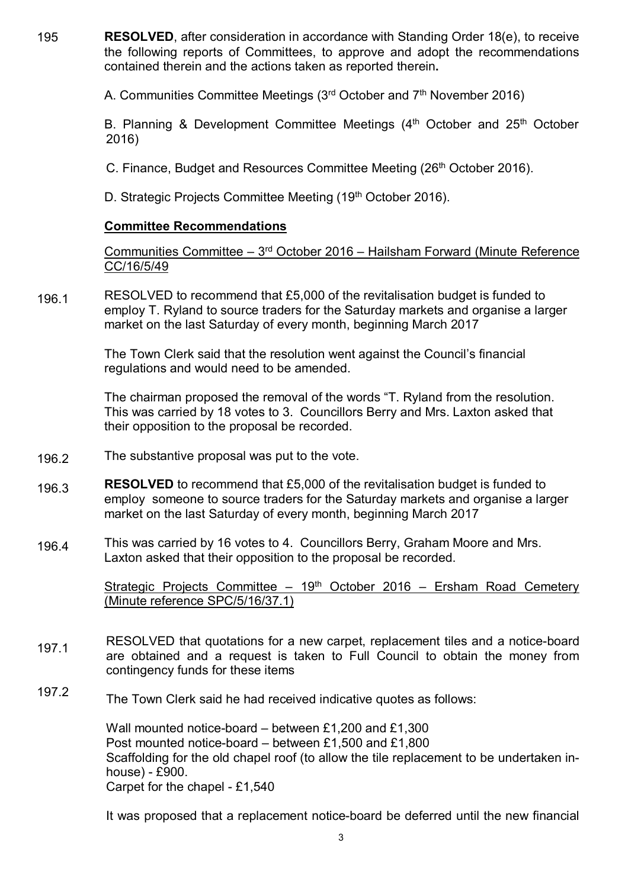195 **RESOLVED**, after consideration in accordance with Standing Order 18(e), to receive the following reports of Committees, to approve and adopt the recommendations contained therein and the actions taken as reported therein**.**

A. Communities Committee Meetings (3rd October and 7th November 2016)

B. Planning & Development Committee Meetings (4th October and 25th October 2016)

C. Finance, Budget and Resources Committee Meeting (26th October 2016).

D. Strategic Projects Committee Meeting (19th October 2016).

**Committee Recommendations**

Communities Committee – 3rd October 2016 – Hailsham Forward (Minute Reference CC/16/5/49

196.1 RESOLVED to recommend that £5,000 of the revitalisation budget is funded to employ T. Ryland to source traders for the Saturday markets and organise a larger market on the last Saturday of every month, beginning March 2017

The Town Clerk said that the resolution went against the Council's financial regulations and would need to be amended.

The chairman proposed the removal of the words "T. Ryland from the resolution. This was carried by 18 votes to 3. Councillors Berry and Mrs. Laxton asked that their opposition to the proposal be recorded.

196.2 The substantive proposal was put to the vote.

196.3 **RESOLVED** to recommend that £5,000 of the revitalisation budget is funded to employ someone to source traders for the Saturday markets and organise a larger market on the last Saturday of every month, beginning March 2017

196.4 This was carried by 16 votes to 4. Councillors Berry, Graham Moore and Mrs. Laxton asked that their opposition to the proposal be recorded.

Strategic Projects Committee – 19th October 2016 – Ersham Road Cemetery (Minute reference SPC/5/16/37.1)

197.1 RESOLVED that quotations for a new carpet, replacement tiles and a notice-board are obtained and a request is taken to Full Council to obtain the money from contingency funds for these items

197.2 The Town Clerk said he had received indicative quotes as follows:

Wall mounted notice-board – between £1,200 and £1,300
Post mounted notice-board – between £1,500 and £1,800
Scaffolding for the old chapel roof (to allow the tile replacement to be undertaken in-house) - £900.
Carpet for the chapel - £1,540

It was proposed that a replacement notice-board be deferred until the new financial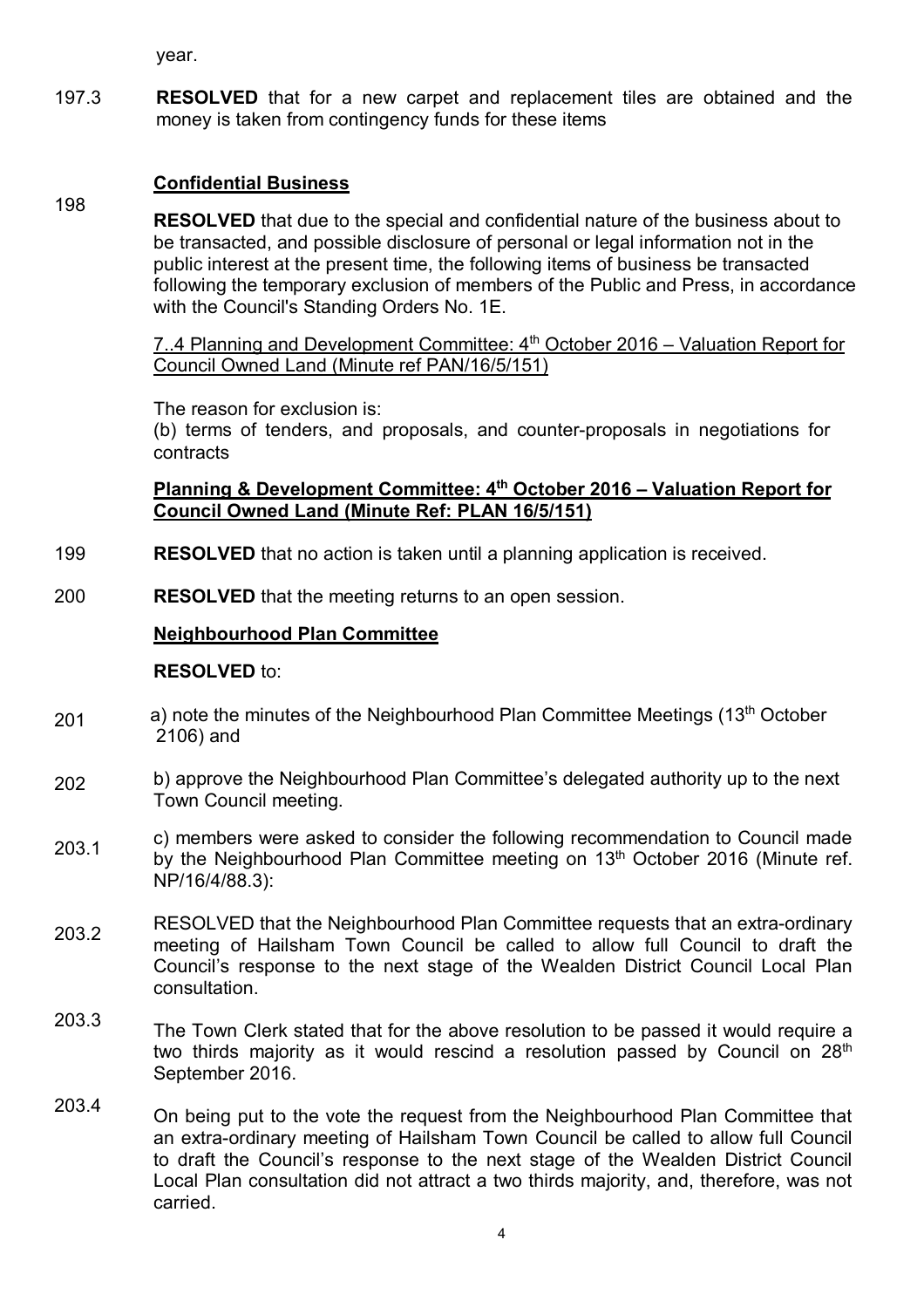year.

197.3 **RESOLVED** that for a new carpet and replacement tiles are obtained and the money is taken from contingency funds for these items

**Confidential Business**

198 **RESOLVED** that due to the special and confidential nature of the business about to be transacted, and possible disclosure of personal or legal information not in the public interest at the present time, the following items of business be transacted following the temporary exclusion of members of the Public and Press, in accordance with the Council's Standing Orders No. 1E.

7..4 Planning and Development Committee: 4th October 2016 – Valuation Report for Council Owned Land (Minute ref PAN/16/5/151)

The reason for exclusion is:
(b) terms of tenders, and proposals, and counter-proposals in negotiations for contracts

**Planning & Development Committee: 4th October 2016 – Valuation Report for Council Owned Land (Minute Ref: PLAN 16/5/151)**

199 **RESOLVED** that no action is taken until a planning application is received.

200 **RESOLVED** that the meeting returns to an open session.

**Neighbourhood Plan Committee**

**RESOLVED** to:

201 a) note the minutes of the Neighbourhood Plan Committee Meetings (13th October 2106) and

202 b) approve the Neighbourhood Plan Committee's delegated authority up to the next Town Council meeting.

203.1 c) members were asked to consider the following recommendation to Council made by the Neighbourhood Plan Committee meeting on 13th October 2016 (Minute ref. NP/16/4/88.3):

203.2 RESOLVED that the Neighbourhood Plan Committee requests that an extra-ordinary meeting of Hailsham Town Council be called to allow full Council to draft the Council's response to the next stage of the Wealden District Council Local Plan consultation.

203.3 The Town Clerk stated that for the above resolution to be passed it would require a two thirds majority as it would rescind a resolution passed by Council on 28th September 2016.

203.4 On being put to the vote the request from the Neighbourhood Plan Committee that an extra-ordinary meeting of Hailsham Town Council be called to allow full Council to draft the Council's response to the next stage of the Wealden District Council Local Plan consultation did not attract a two thirds majority, and, therefore, was not carried.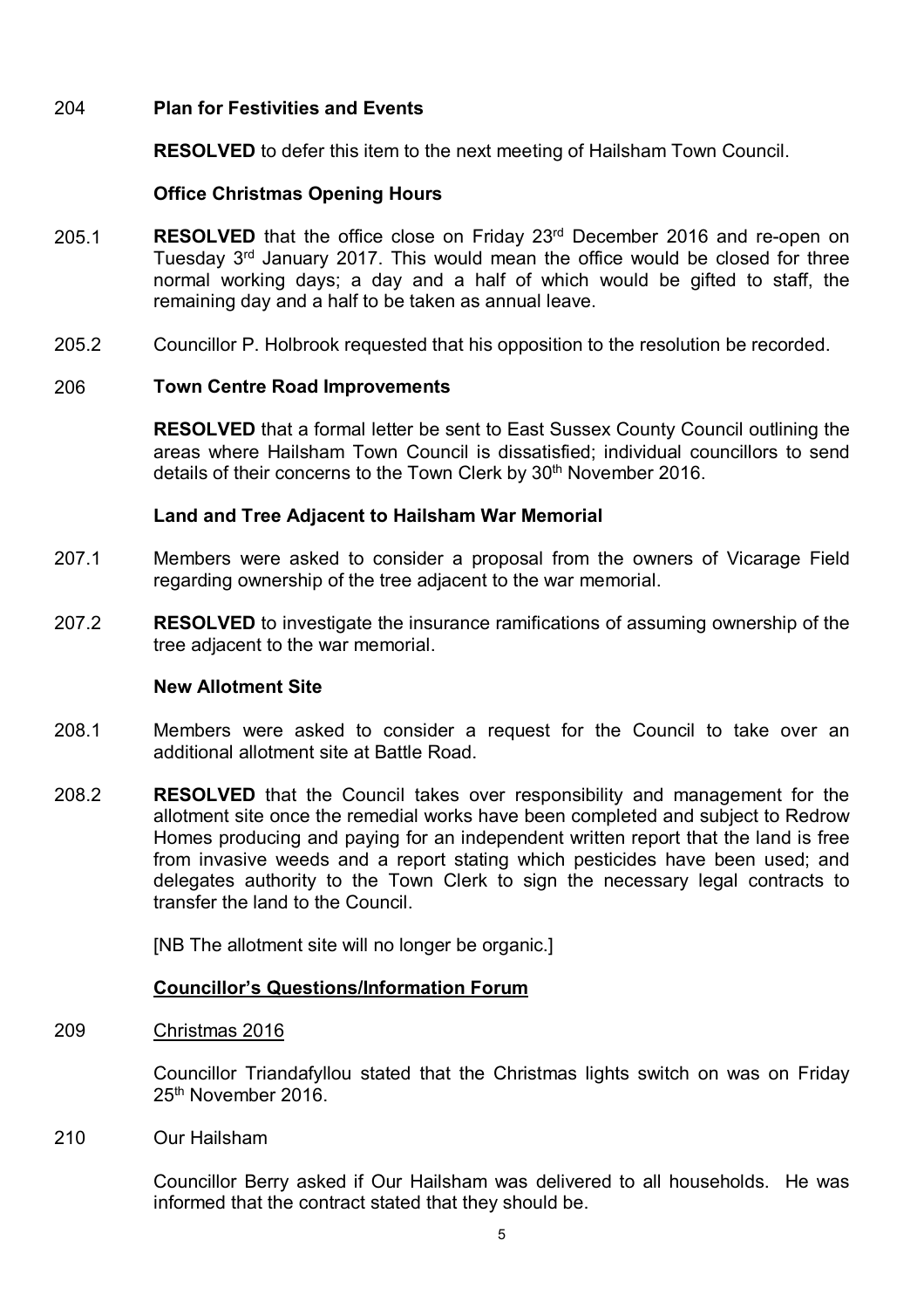204 **Plan for Festivities and Events**

**RESOLVED** to defer this item to the next meeting of Hailsham Town Council.

**Office Christmas Opening Hours**

205.1 **RESOLVED** that the office close on Friday 23rd December 2016 and re-open on Tuesday 3rd January 2017. This would mean the office would be closed for three normal working days; a day and a half of which would be gifted to staff, the remaining day and a half to be taken as annual leave.

205.2 Councillor P. Holbrook requested that his opposition to the resolution be recorded.

206 **Town Centre Road Improvements**

**RESOLVED** that a formal letter be sent to East Sussex County Council outlining the areas where Hailsham Town Council is dissatisfied; individual councillors to send details of their concerns to the Town Clerk by 30th November 2016.

**Land and Tree Adjacent to Hailsham War Memorial**

207.1 Members were asked to consider a proposal from the owners of Vicarage Field regarding ownership of the tree adjacent to the war memorial.

207.2 **RESOLVED** to investigate the insurance ramifications of assuming ownership of the tree adjacent to the war memorial.

**New Allotment Site**

208.1 Members were asked to consider a request for the Council to take over an additional allotment site at Battle Road.

208.2 **RESOLVED** that the Council takes over responsibility and management for the allotment site once the remedial works have been completed and subject to Redrow Homes producing and paying for an independent written report that the land is free from invasive weeds and a report stating which pesticides have been used; and delegates authority to the Town Clerk to sign the necessary legal contracts to transfer the land to the Council.

[NB The allotment site will no longer be organic.]

**<u>Councillor's Questions/Information Forum</u>**

209 <u>Christmas 2016</u>

Councillor Triandafyllou stated that the Christmas lights switch on was on Friday 25th November 2016.

210 Our Hailsham

Councillor Berry asked if Our Hailsham was delivered to all households. He was informed that the contract stated that they should be.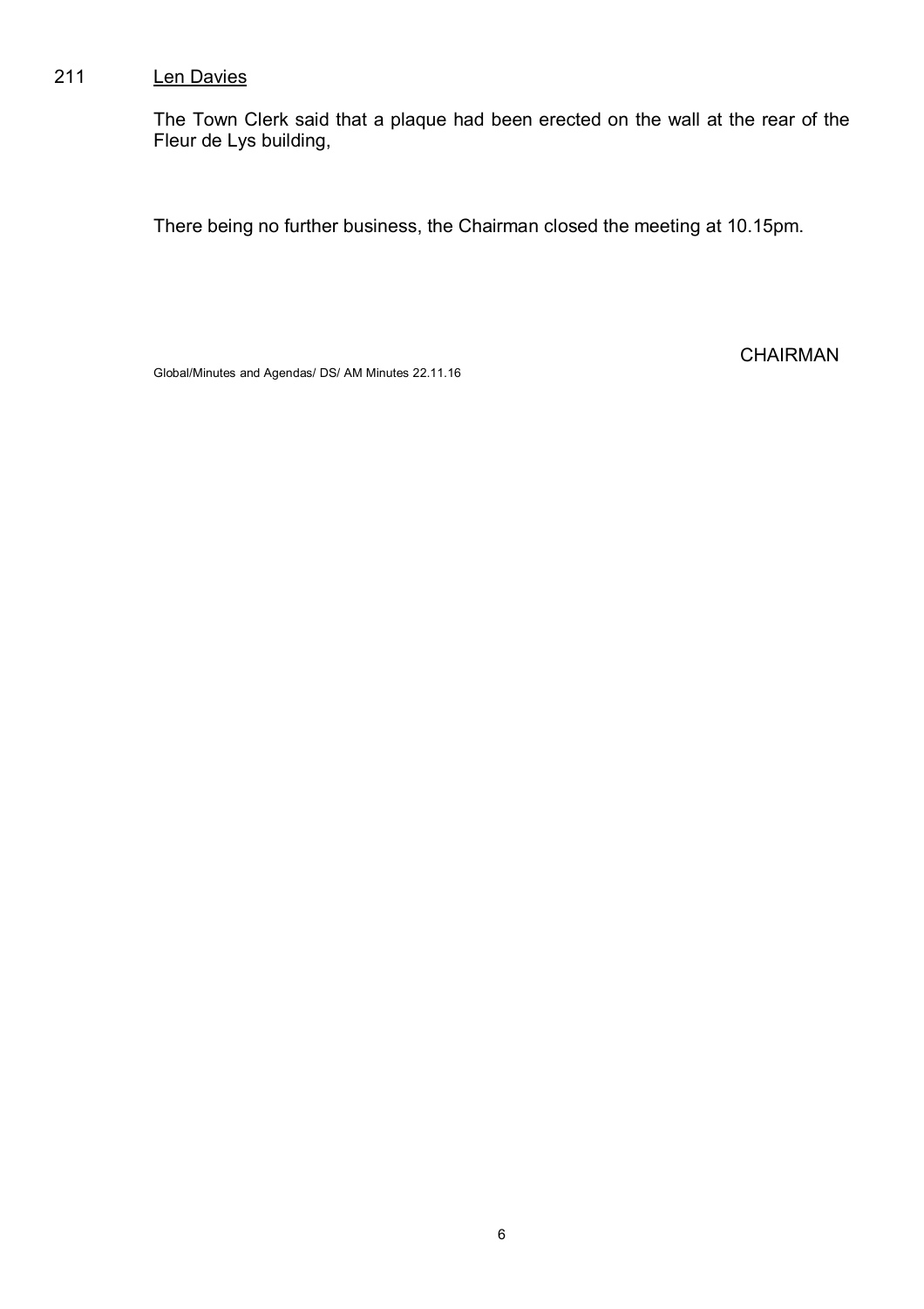211 <u>Len Davies</u>

The Town Clerk said that a plaque had been erected on the wall at the rear of the Fleur de Lys building,

There being no further business, the Chairman closed the meeting at 10.15pm.

CHAIRMAN

Global/Minutes and Agendas/ DS/ AM Minutes 22.11.16